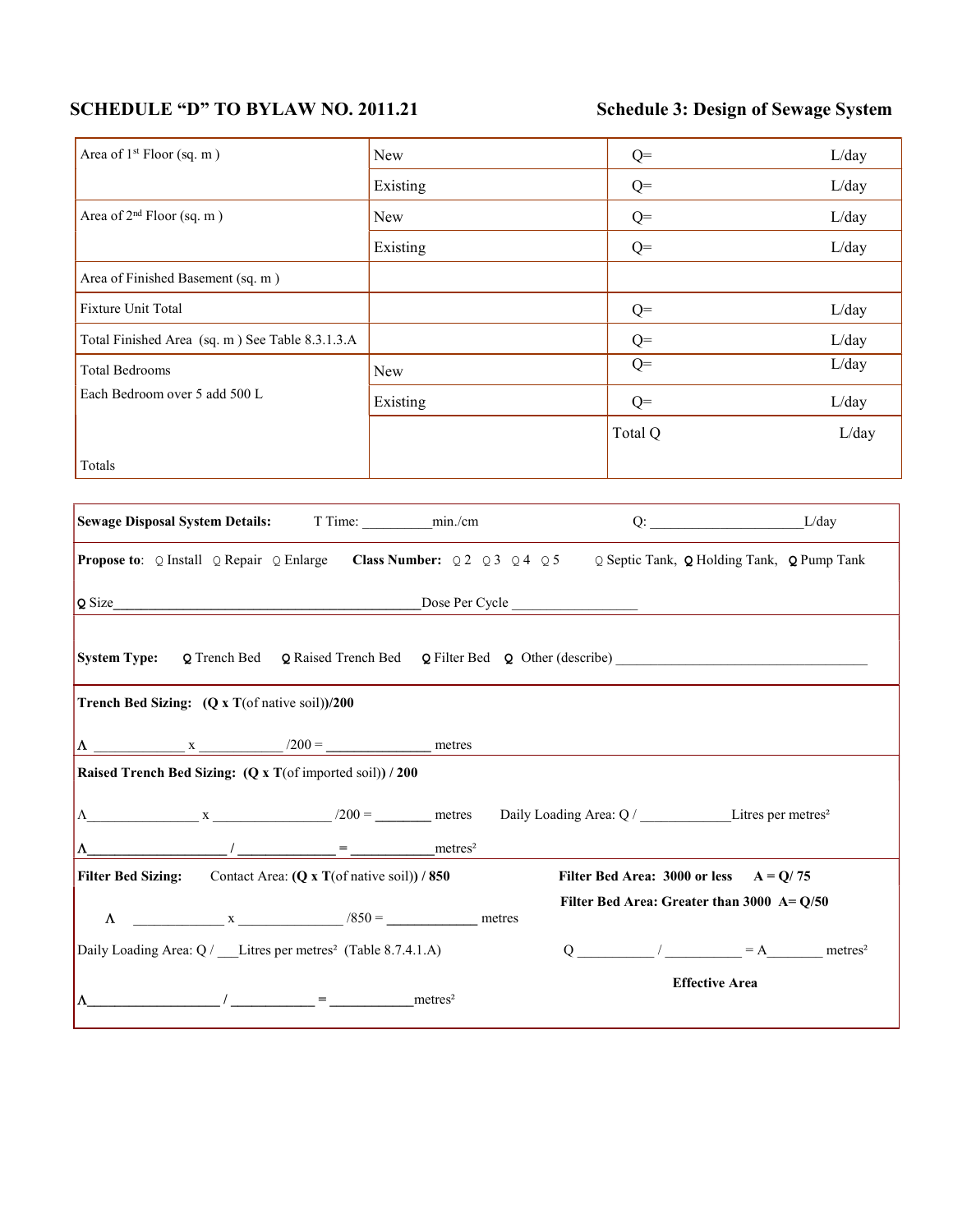**SCHEDULE "D" TO BYLAW NO. 2011.21** **Schedule 3: Design of Sewage System**

| | | |
|---|---|---|
| Area of 1st Floor (sq. m ) | New | Q= L/day |
| | Existing | Q= L/day |
| Area of 2nd Floor (sq. m ) | New | Q= L/day |
| | Existing | Q= L/day |
| Area of Finished Basement (sq. m ) | | |
| Fixture Unit Total | | Q= L/day |
| Total Finished Area (sq. m ) See Table 8.3.1.3.A | | Q= L/day |
| Total Bedrooms<br>Each Bedroom over 5 add 500 L | New | Q= L/day |
| | Existing | Q= L/day |
| Totals | | Total Q L/day |

**Sewage Disposal System Details:** T Time: __________min./cm Q: ______________________L/day

**Propose to**: ○ Install ○ Repair ○ Enlarge **Class Number:** ○ 2 ○ 3 ○ 4 ○ 5 ○ Septic Tank, ○ Holding Tank, ○ Pump Tank

○ Size_____________________________________________Dose Per Cycle __________________

**System Type:** ○ Trench Bed ○ Raised Trench Bed ○ Filter Bed ○ Other (describe) ____________________________________

**Trench Bed Sizing: (Q x T**(of native soil)**)/200**

Λ _____________ x ____________ /200 = _______________ metres

**Raised Trench Bed Sizing: (Q x T**(of imported soil)**) / 200**

Λ________________ x ________________ /200 = ________ metres Daily Loading Area: Q / ____________Litres per metres²

Λ____________________ / ______________ = ____________metres²

**Filter Bed Sizing:** Contact Area: **(Q x T**(of native soil)**) / 850**

Λ _____________ x _______________ /850 = _____________ metres

Daily Loading Area: Q / ___Litres per metres² (Table 8.7.4.1.A)

Λ___________________ / ____________ = ____________metres²

**Filter Bed Area: 3000 or less A = Q/ 75**

**Filter Bed Area: Greater than 3000 A= Q/50**

Q ___________ / ___________ = A________ metres²

**Effective Area**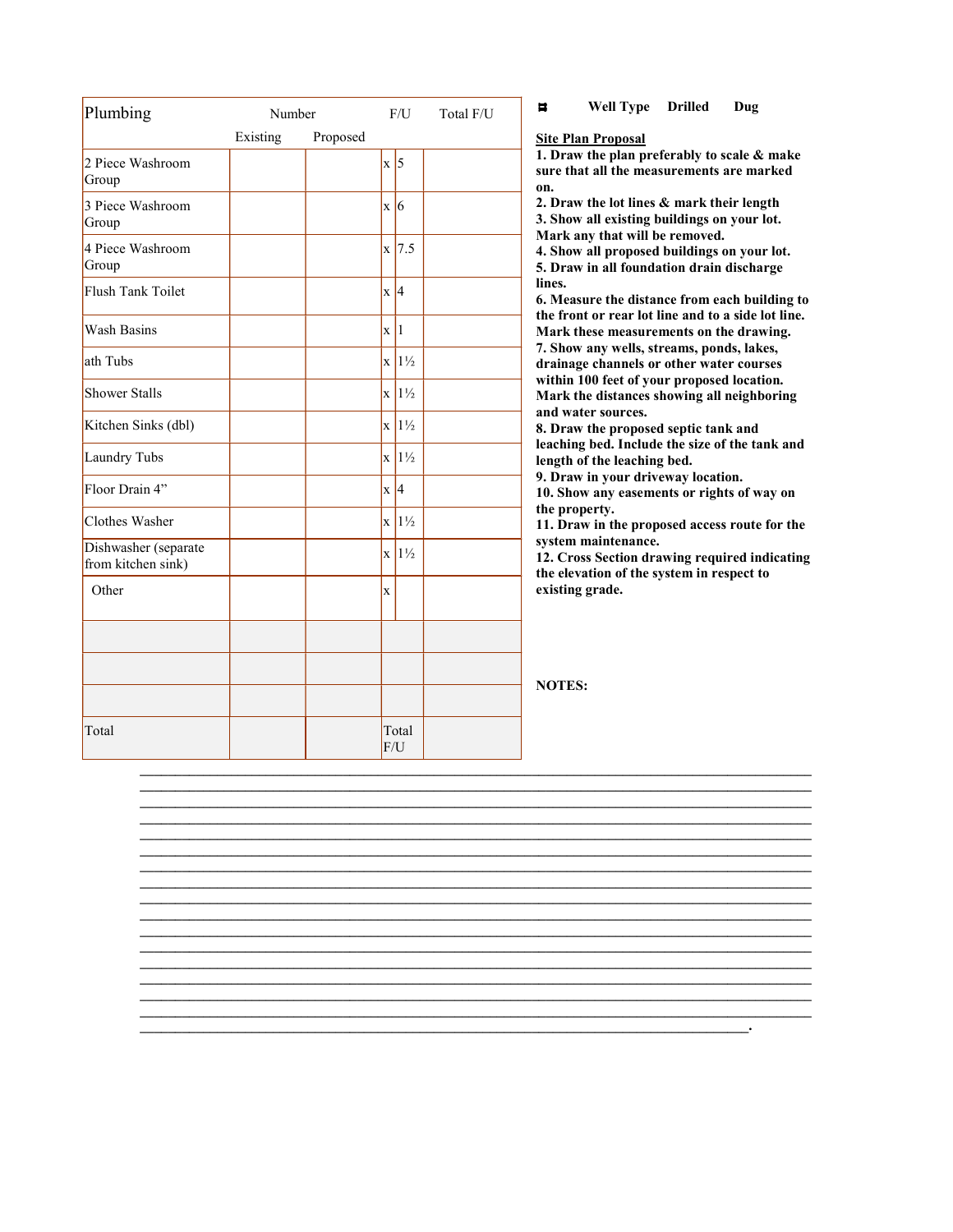| Plumbing | Number | | F/U | | Total F/U |
|---|---|---|---|---|---|
| | Existing | Proposed | | | |
| 2 Piece Washroom Group | | | x | 5 | |
| 3 Piece Washroom Group | | | x | 6 | |
| 4 Piece Washroom Group | | | x | 7.5 | |
| Flush Tank Toilet | | | x | 4 | |
| Wash Basins | | | x | 1 | |
| ath Tubs | | | x | 1½ | |
| Shower Stalls | | | x | 1½ | |
| Kitchen Sinks (dbl) | | | x | 1½ | |
| Laundry Tubs | | | x | 1½ | |
| Floor Drain 4" | | | x | 4 | |
| Clothes Washer | | | x | 1½ | |
| Dishwasher (separate from kitchen sink) | | | x | 1½ | |
| Other | | | x | | |
| | | | | | |
| | | | | | |
| | | | | | |
| Total | | | Total F/U | | |

**Well Type Drilled Dug**

**Site Plan Proposal**

1. **Draw the plan preferably to scale & make sure that all the measurements are marked on.**
2. **Draw the lot lines & mark their length**
3. **Show all existing buildings on your lot. Mark any that will be removed.**
4. **Show all proposed buildings on your lot.**
5. **Draw in all foundation drain discharge lines.**
6. **Measure the distance from each building to the front or rear lot line and to a side lot line. Mark these measurements on the drawing.**
7. **Show any wells, streams, ponds, lakes, drainage channels or other water courses within 100 feet of your proposed location. Mark the distances showing all neighboring and water sources.**
8. **Draw the proposed septic tank and leaching bed. Include the size of the tank and length of the leaching bed.**
9. **Draw in your driveway location.**
10. **Show any easements or rights of way on the property.**
11. **Draw in the proposed access route for the system maintenance.**
12. **Cross Section drawing required indicating the elevation of the system in respect to existing grade.**

**NOTES:**

________________________________________________________________________________
________________________________________________________________________________
________________________________________________________________________________
________________________________________________________________________________
________________________________________________________________________________
________________________________________________________________________________
________________________________________________________________________________
________________________________________________________________________________
________________________________________________________________________________
________________________________________________________________________________
________________________________________________________________________________
________________________________________________________________________________
________________________________________________________________________________
________________________________________________________________________________
________________________________________________________________________________
________________________________________________________________________________.